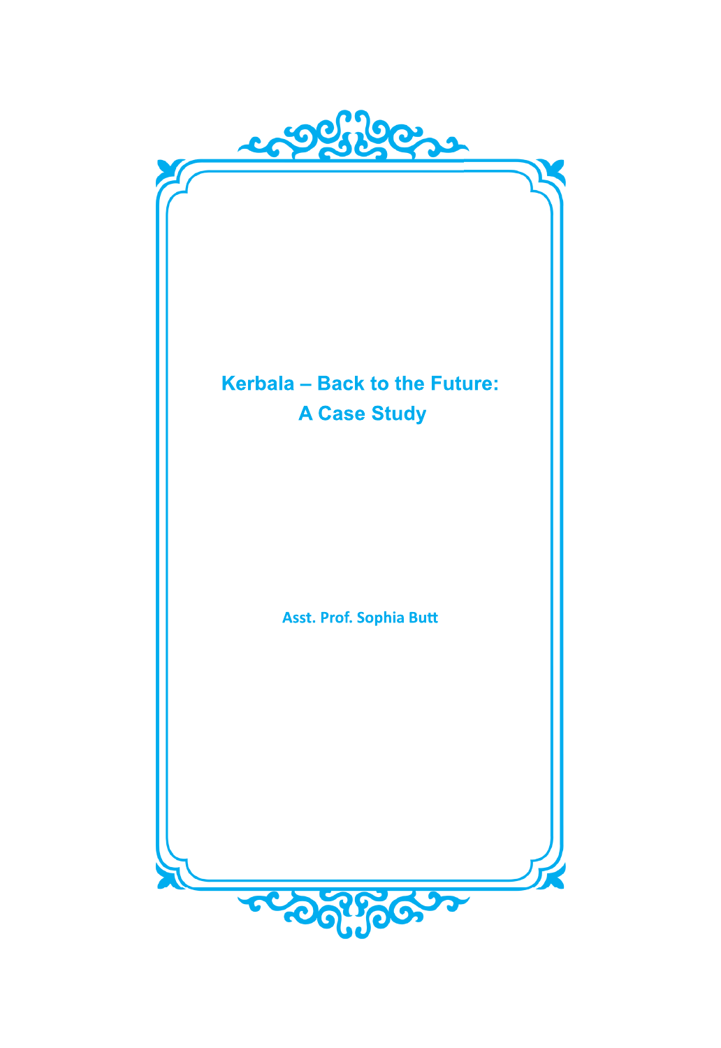# Kerbala – Back to the Future: A Case Study

**Asst. Prof. Sophia Butt**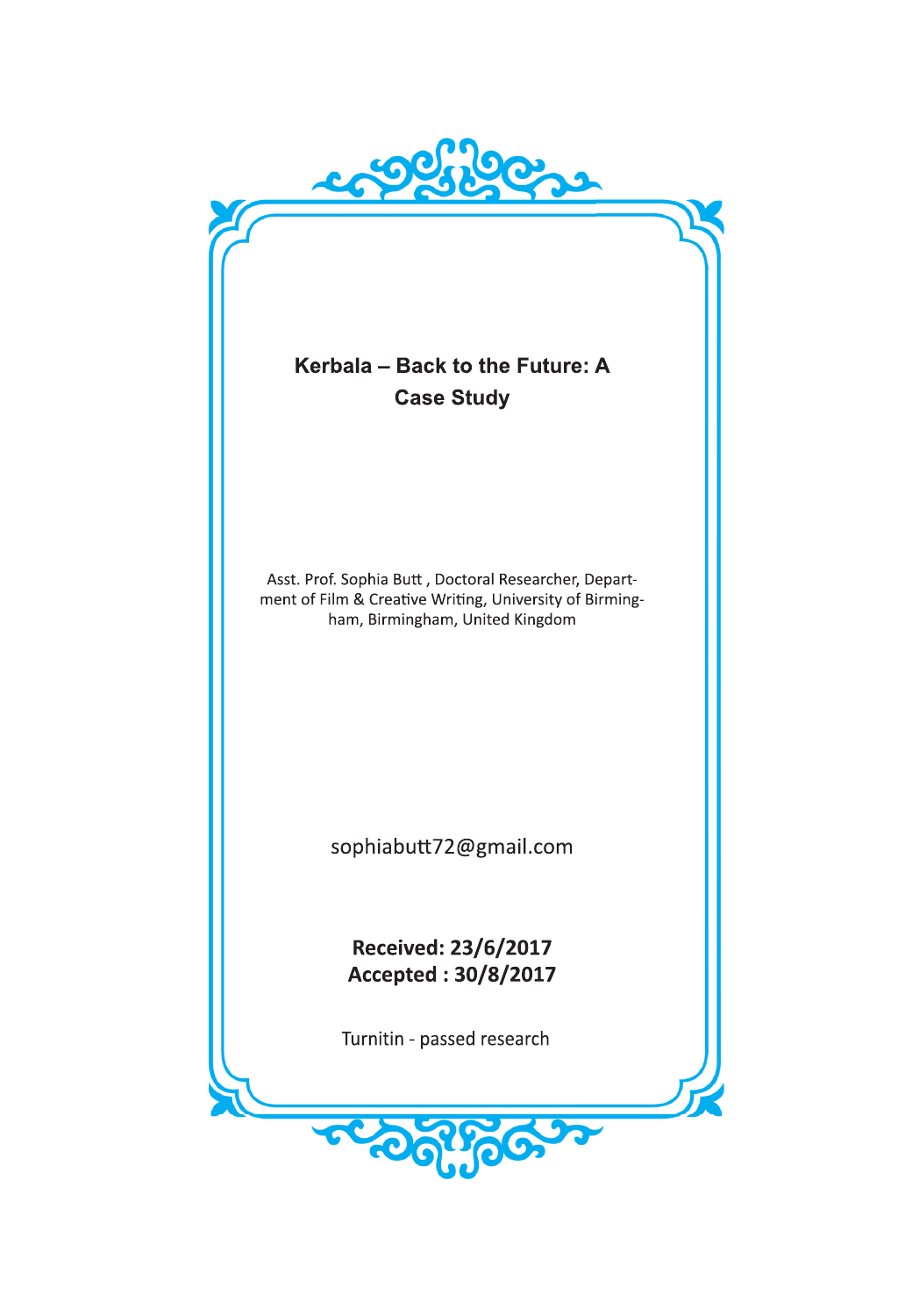# Kerbala – Back to the Future: A Case Study

Asst. Prof. Sophia Butt , Doctoral Researcher, Department of Film & Creative Writing, University of Birmingham, Birmingham, United Kingdom

sophiabutt72@gmail.com

**Received: 23/6/2017**
**Accepted : 30/8/2017**

Turnitin - passed research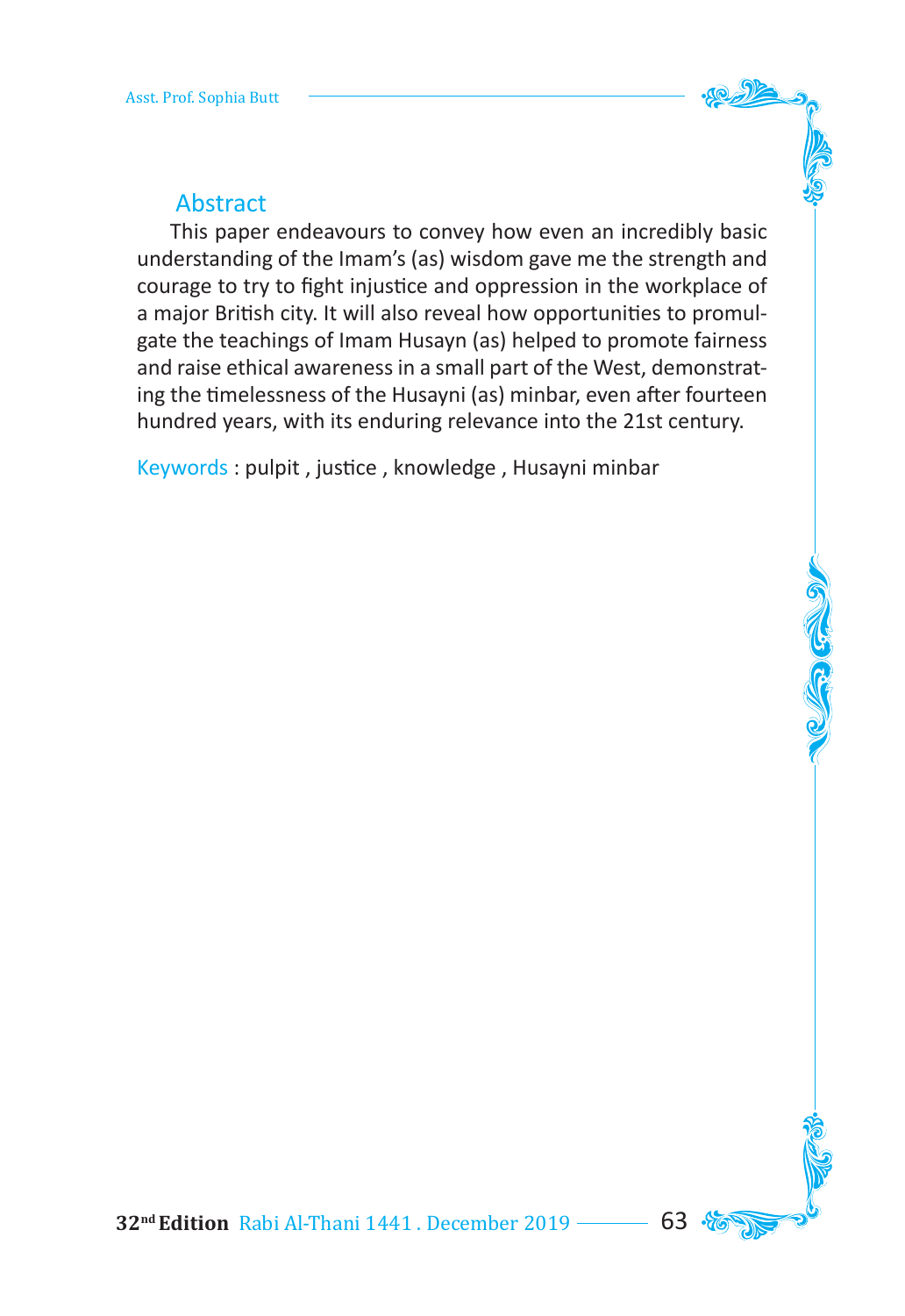## Abstract

This paper endeavours to convey how even an incredibly basic understanding of the Imam's (as) wisdom gave me the strength and courage to try to fight injustice and oppression in the workplace of a major British city. It will also reveal how opportunities to promulgate the teachings of Imam Husayn (as) helped to promote fairness and raise ethical awareness in a small part of the West, demonstrating the timelessness of the Husayni (as) minbar, even after fourteen hundred years, with its enduring relevance into the 21st century.

Keywords : pulpit , justice , knowledge , Husayni minbar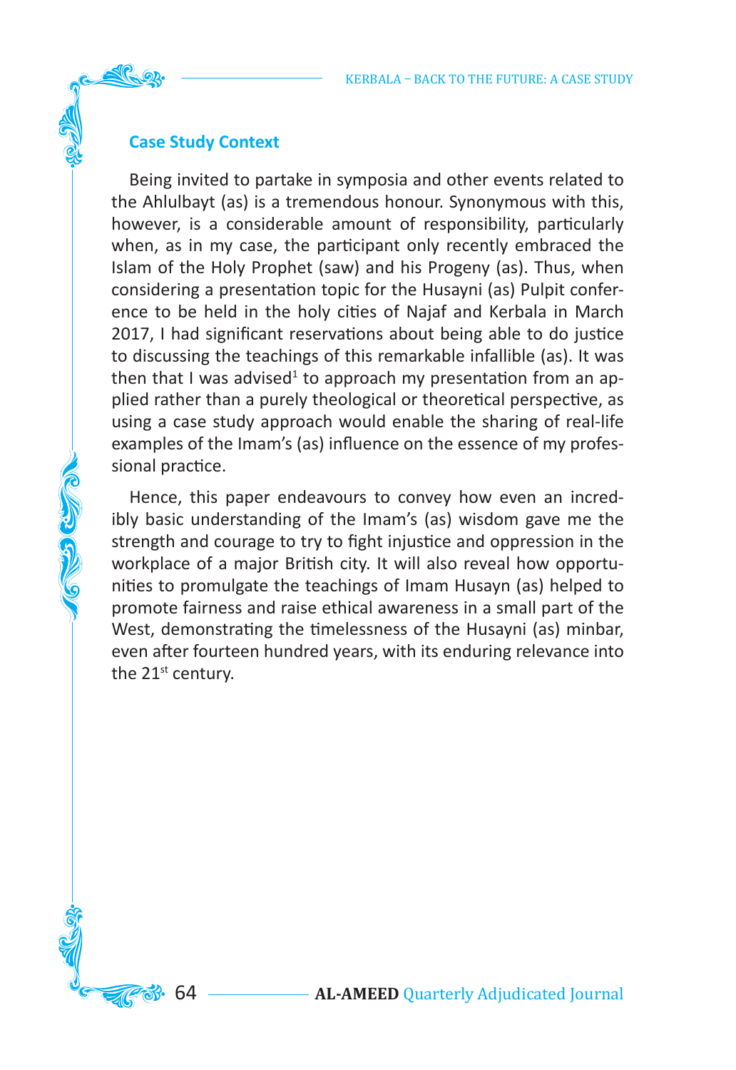## Case Study Context

Being invited to partake in symposia and other events related to the Ahlulbayt (as) is a tremendous honour. Synonymous with this, however, is a considerable amount of responsibility, particularly when, as in my case, the participant only recently embraced the Islam of the Holy Prophet (saw) and his Progeny (as). Thus, when considering a presentation topic for the Husayni (as) Pulpit conference to be held in the holy cities of Najaf and Kerbala in March 2017, I had significant reservations about being able to do justice to discussing the teachings of this remarkable infallible (as). It was then that I was advised[1] to approach my presentation from an applied rather than a purely theological or theoretical perspective, as using a case study approach would enable the sharing of real-life examples of the Imam's (as) influence on the essence of my professional practice.

Hence, this paper endeavours to convey how even an incredibly basic understanding of the Imam's (as) wisdom gave me the strength and courage to try to fight injustice and oppression in the workplace of a major British city. It will also reveal how opportunities to promulgate the teachings of Imam Husayn (as) helped to promote fairness and raise ethical awareness in a small part of the West, demonstrating the timelessness of the Husayni (as) minbar, even after fourteen hundred years, with its enduring relevance into the 21st century.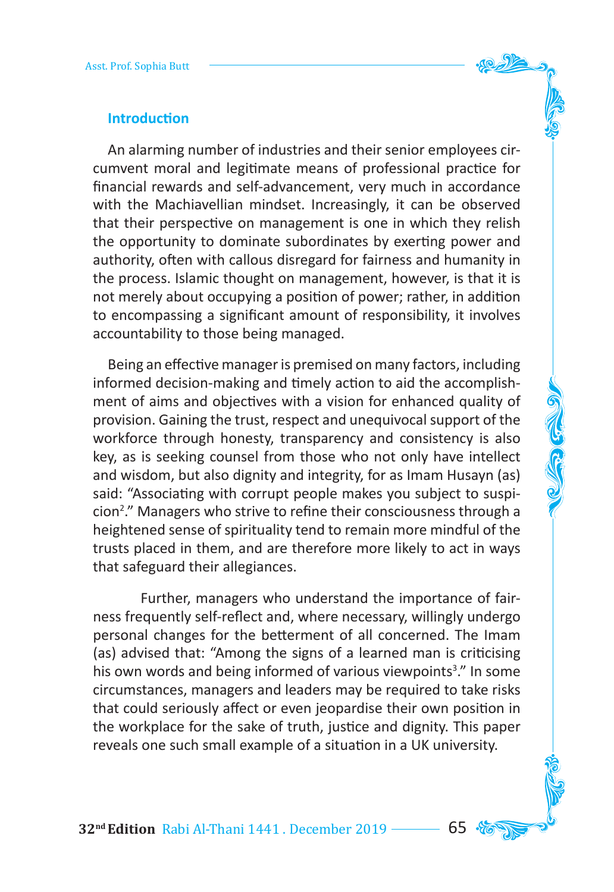### Introduction

An alarming number of industries and their senior employees circumvent moral and legitimate means of professional practice for financial rewards and self-advancement, very much in accordance with the Machiavellian mindset. Increasingly, it can be observed that their perspective on management is one in which they relish the opportunity to dominate subordinates by exerting power and authority, often with callous disregard for fairness and humanity in the process. Islamic thought on management, however, is that it is not merely about occupying a position of power; rather, in addition to encompassing a significant amount of responsibility, it involves accountability to those being managed.

Being an effective manager is premised on many factors, including informed decision-making and timely action to aid the accomplishment of aims and objectives with a vision for enhanced quality of provision. Gaining the trust, respect and unequivocal support of the workforce through honesty, transparency and consistency is also key, as is seeking counsel from those who not only have intellect and wisdom, but also dignity and integrity, for as Imam Husayn (as) said: "Associating with corrupt people makes you subject to suspicion[2]." Managers who strive to refine their consciousness through a heightened sense of spirituality tend to remain more mindful of the trusts placed in them, and are therefore more likely to act in ways that safeguard their allegiances.

Further, managers who understand the importance of fairness frequently self-reflect and, where necessary, willingly undergo personal changes for the betterment of all concerned. The Imam (as) advised that: "Among the signs of a learned man is criticising his own words and being informed of various viewpoints[3]." In some circumstances, managers and leaders may be required to take risks that could seriously affect or even jeopardise their own position in the workplace for the sake of truth, justice and dignity. This paper reveals one such small example of a situation in a UK university.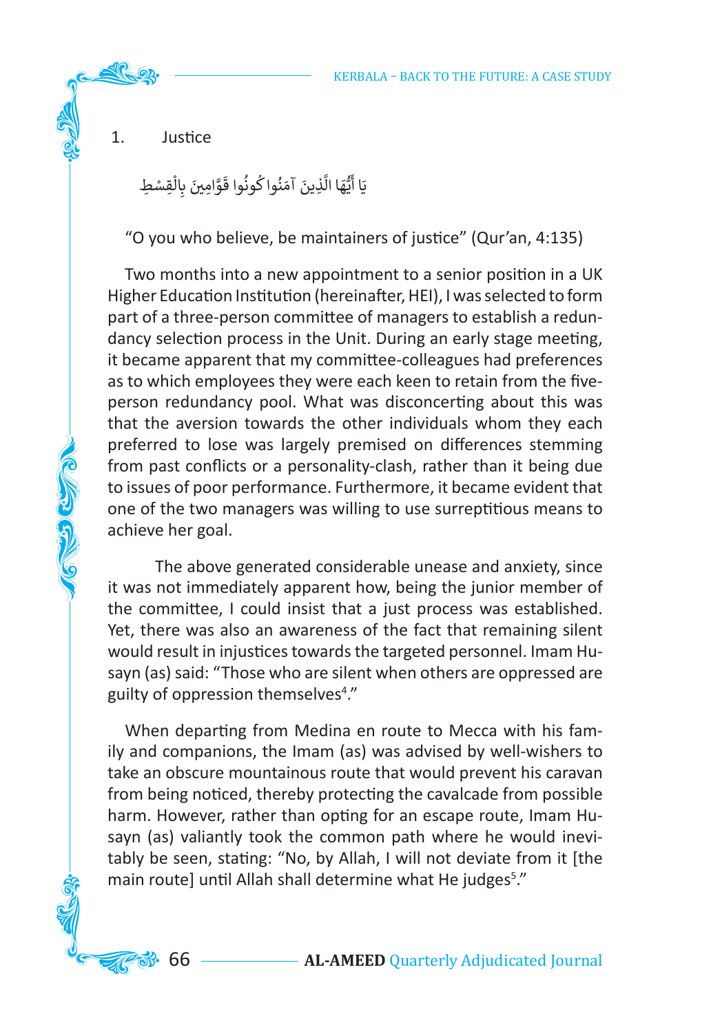1. Justice

يَا أَيُّهَا الَّذِينَ آمَنُوا كُونُوا قَوَّامِينَ بِالْقِسْطِ

"O you who believe, be maintainers of justice" (Qur'an, 4:135)

Two months into a new appointment to a senior position in a UK Higher Education Institution (hereinafter, HEI), I was selected to form part of a three-person committee of managers to establish a redundancy selection process in the Unit. During an early stage meeting, it became apparent that my committee-colleagues had preferences as to which employees they were each keen to retain from the five-person redundancy pool. What was disconcerting about this was that the aversion towards the other individuals whom they each preferred to lose was largely premised on differences stemming from past conflicts or a personality-clash, rather than it being due to issues of poor performance. Furthermore, it became evident that one of the two managers was willing to use surreptitious means to achieve her goal.

The above generated considerable unease and anxiety, since it was not immediately apparent how, being the junior member of the committee, I could insist that a just process was established. Yet, there was also an awareness of the fact that remaining silent would result in injustices towards the targeted personnel. Imam Husayn (as) said: "Those who are silent when others are oppressed are guilty of oppression themselves[4]."

When departing from Medina en route to Mecca with his family and companions, the Imam (as) was advised by well-wishers to take an obscure mountainous route that would prevent his caravan from being noticed, thereby protecting the cavalcade from possible harm. However, rather than opting for an escape route, Imam Husayn (as) valiantly took the common path where he would inevitably be seen, stating: "No, by Allah, I will not deviate from it [the main route] until Allah shall determine what He judges[5]."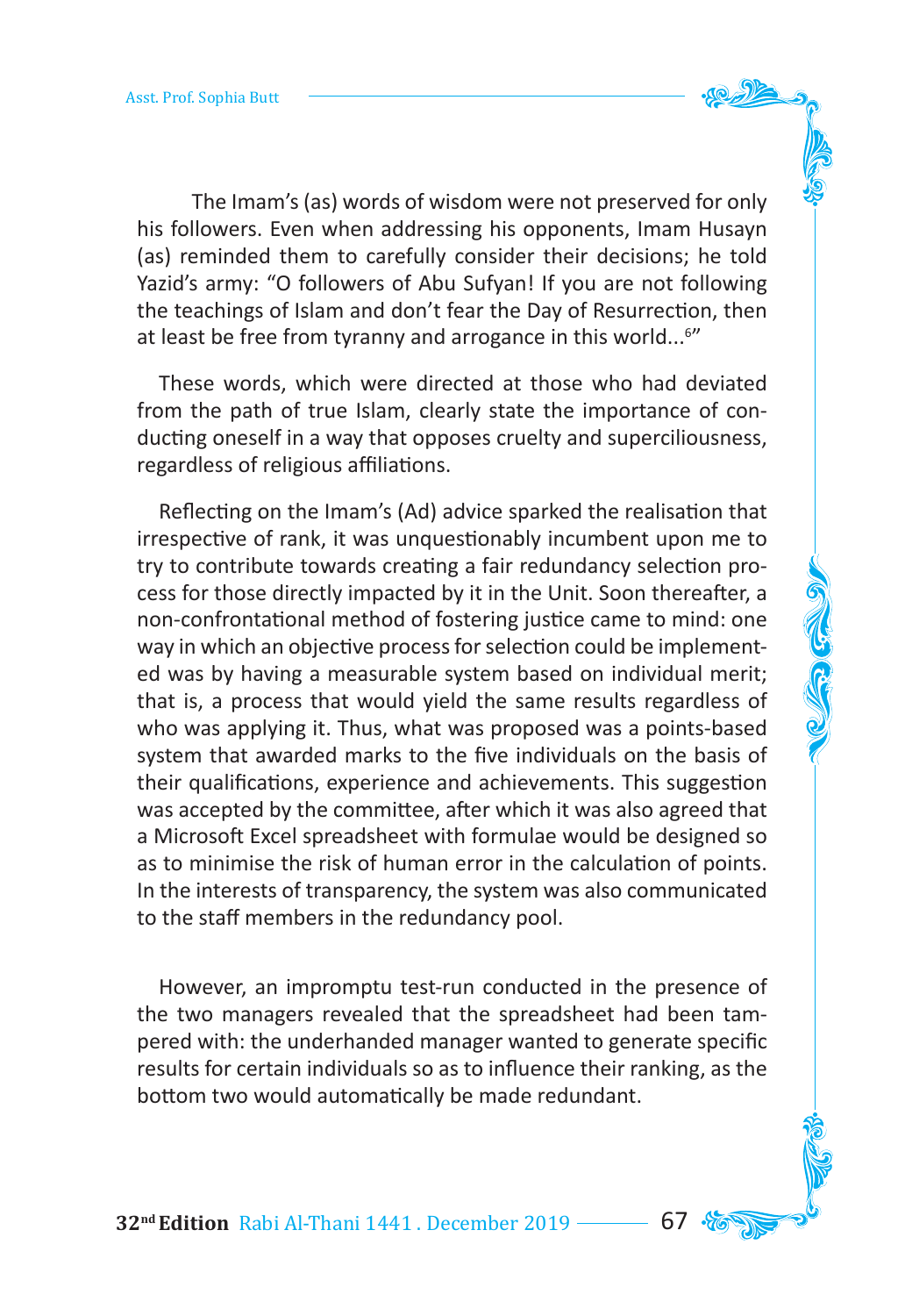The Imam's (as) words of wisdom were not preserved for only his followers. Even when addressing his opponents, Imam Husayn (as) reminded them to carefully consider their decisions; he told Yazid's army: "O followers of Abu Sufyan! If you are not following the teachings of Islam and don't fear the Day of Resurrection, then at least be free from tyranny and arrogance in this world...[6]"

These words, which were directed at those who had deviated from the path of true Islam, clearly state the importance of conducting oneself in a way that opposes cruelty and superciliousness, regardless of religious affiliations.

Reflecting on the Imam's (Ad) advice sparked the realisation that irrespective of rank, it was unquestionably incumbent upon me to try to contribute towards creating a fair redundancy selection process for those directly impacted by it in the Unit. Soon thereafter, a non-confrontational method of fostering justice came to mind: one way in which an objective process for selection could be implemented was by having a measurable system based on individual merit; that is, a process that would yield the same results regardless of who was applying it. Thus, what was proposed was a points-based system that awarded marks to the five individuals on the basis of their qualifications, experience and achievements. This suggestion was accepted by the committee, after which it was also agreed that a Microsoft Excel spreadsheet with formulae would be designed so as to minimise the risk of human error in the calculation of points. In the interests of transparency, the system was also communicated to the staff members in the redundancy pool.

However, an impromptu test-run conducted in the presence of the two managers revealed that the spreadsheet had been tampered with: the underhanded manager wanted to generate specific results for certain individuals so as to influence their ranking, as the bottom two would automatically be made redundant.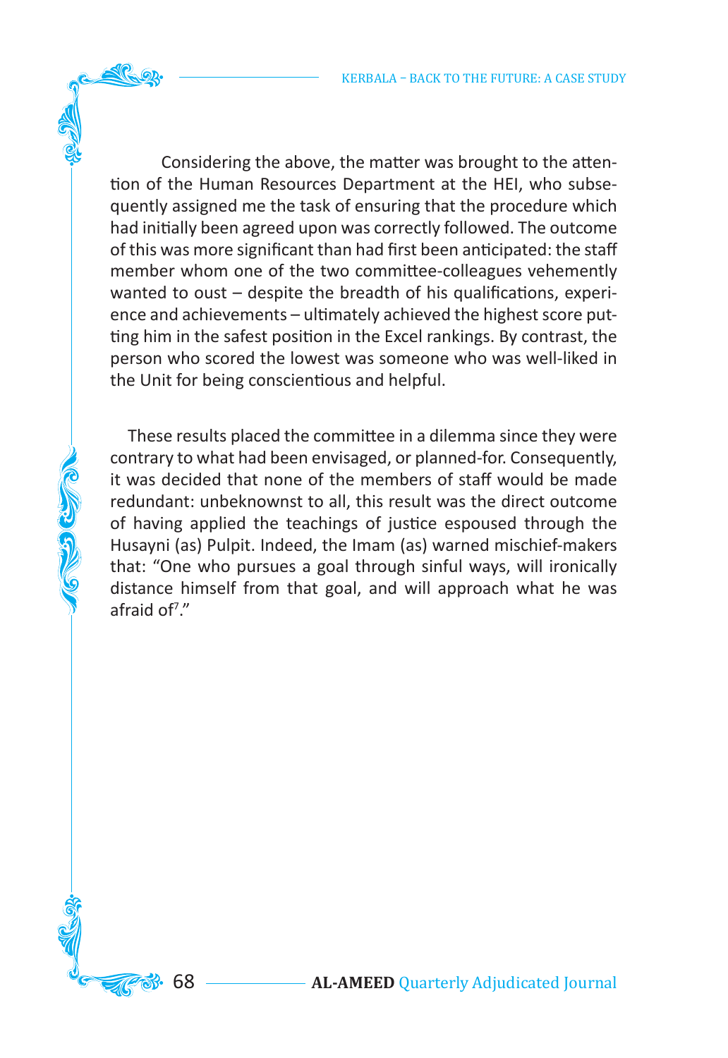Considering the above, the matter was brought to the attention of the Human Resources Department at the HEI, who subsequently assigned me the task of ensuring that the procedure which had initially been agreed upon was correctly followed. The outcome of this was more significant than had first been anticipated: the staff member whom one of the two committee-colleagues vehemently wanted to oust – despite the breadth of his qualifications, experience and achievements – ultimately achieved the highest score putting him in the safest position in the Excel rankings. By contrast, the person who scored the lowest was someone who was well-liked in the Unit for being conscientious and helpful.

These results placed the committee in a dilemma since they were contrary to what had been envisaged, or planned-for. Consequently, it was decided that none of the members of staff would be made redundant: unbeknownst to all, this result was the direct outcome of having applied the teachings of justice espoused through the Husayni (as) Pulpit. Indeed, the Imam (as) warned mischief-makers that: "One who pursues a goal through sinful ways, will ironically distance himself from that goal, and will approach what he was afraid of[7]."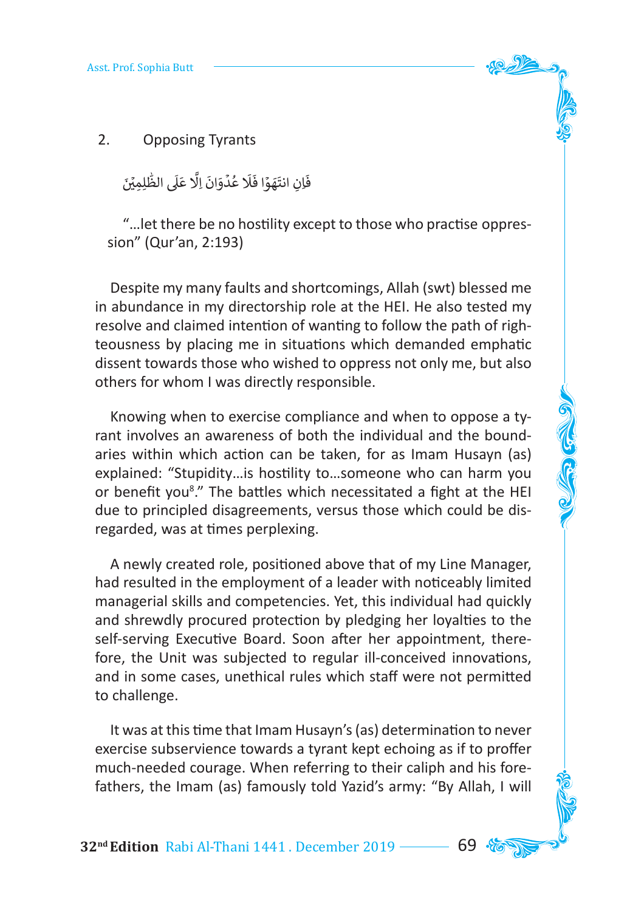## 2. Opposing Tyrants

فَاِنِ انتَهَوۡا فَلَا عُدۡوَانَ اِلَّا عَلَى الظّٰلِمِيۡنَ

"…let there be no hostility except to those who practise oppression" (Qur'an, 2:193)

Despite my many faults and shortcomings, Allah (swt) blessed me in abundance in my directorship role at the HEI. He also tested my resolve and claimed intention of wanting to follow the path of righteousness by placing me in situations which demanded emphatic dissent towards those who wished to oppress not only me, but also others for whom I was directly responsible.

Knowing when to exercise compliance and when to oppose a tyrant involves an awareness of both the individual and the boundaries within which action can be taken, for as Imam Husayn (as) explained: "Stupidity…is hostility to…someone who can harm you or benefit you[8]." The battles which necessitated a fight at the HEI due to principled disagreements, versus those which could be disregarded, was at times perplexing.

A newly created role, positioned above that of my Line Manager, had resulted in the employment of a leader with noticeably limited managerial skills and competencies. Yet, this individual had quickly and shrewdly procured protection by pledging her loyalties to the self-serving Executive Board. Soon after her appointment, therefore, the Unit was subjected to regular ill-conceived innovations, and in some cases, unethical rules which staff were not permitted to challenge.

It was at this time that Imam Husayn's (as) determination to never exercise subservience towards a tyrant kept echoing as if to proffer much-needed courage. When referring to their caliph and his forefathers, the Imam (as) famously told Yazid's army: "By Allah, I will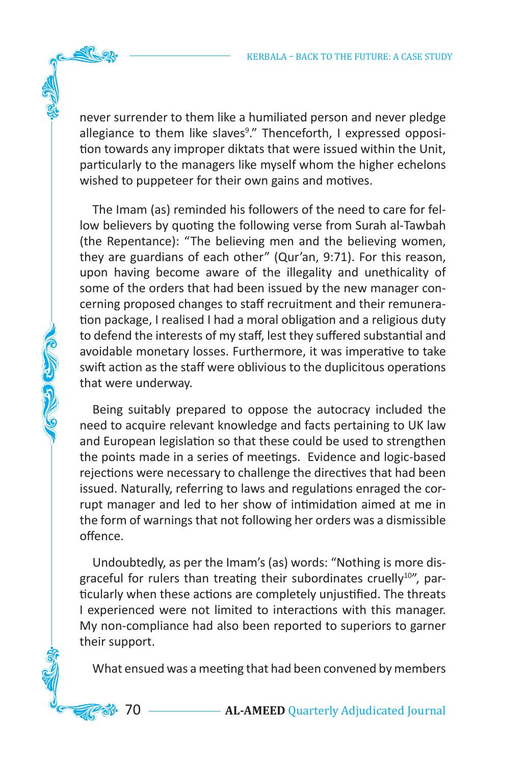never surrender to them like a humiliated person and never pledge allegiance to them like slaves[9]." Thenceforth, I expressed opposition towards any improper diktats that were issued within the Unit, particularly to the managers like myself whom the higher echelons wished to puppeteer for their own gains and motives.

The Imam (as) reminded his followers of the need to care for fellow believers by quoting the following verse from Surah al-Tawbah (the Repentance): "The believing men and the believing women, they are guardians of each other" (Qur'an, 9:71). For this reason, upon having become aware of the illegality and unethicality of some of the orders that had been issued by the new manager concerning proposed changes to staff recruitment and their remuneration package, I realised I had a moral obligation and a religious duty to defend the interests of my staff, lest they suffered substantial and avoidable monetary losses. Furthermore, it was imperative to take swift action as the staff were oblivious to the duplicitous operations that were underway.

Being suitably prepared to oppose the autocracy included the need to acquire relevant knowledge and facts pertaining to UK law and European legislation so that these could be used to strengthen the points made in a series of meetings. Evidence and logic-based rejections were necessary to challenge the directives that had been issued. Naturally, referring to laws and regulations enraged the corrupt manager and led to her show of intimidation aimed at me in the form of warnings that not following her orders was a dismissible offence.

Undoubtedly, as per the Imam's (as) words: "Nothing is more disgraceful for rulers than treating their subordinates cruelly[10]", particularly when these actions are completely unjustified. The threats I experienced were not limited to interactions with this manager. My non-compliance had also been reported to superiors to garner their support.

What ensued was a meeting that had been convened by members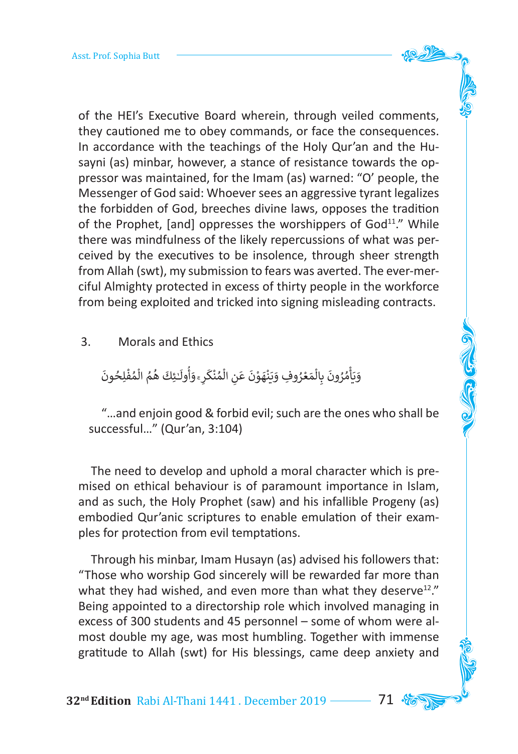of the HEI's Executive Board wherein, through veiled comments, they cautioned me to obey commands, or face the consequences. In accordance with the teachings of the Holy Qur'an and the Husayni (as) minbar, however, a stance of resistance towards the oppressor was maintained, for the Imam (as) warned: "O' people, the Messenger of God said: Whoever sees an aggressive tyrant legalizes the forbidden of God, breeches divine laws, opposes the tradition of the Prophet, [and] oppresses the worshippers of God[11]." While there was mindfulness of the likely repercussions of what was perceived by the executives to be insolence, through sheer strength from Allah (swt), my submission to fears was averted. The ever-merciful Almighty protected in excess of thirty people in the workforce from being exploited and tricked into signing misleading contracts.

3. Morals and Ethics

وَيَأْمُرُونَ بِالْمَعْرُوفِ وَيَنْهَوْنَ عَنِ الْمُنْكَرِ ۚ وَأُولَـٰئِكَ هُمُ الْمُفْلِحُونَ

"...and enjoin good & forbid evil; such are the ones who shall be successful..." (Qur'an, 3:104)

The need to develop and uphold a moral character which is premised on ethical behaviour is of paramount importance in Islam, and as such, the Holy Prophet (saw) and his infallible Progeny (as) embodied Qur'anic scriptures to enable emulation of their examples for protection from evil temptations.

Through his minbar, Imam Husayn (as) advised his followers that: "Those who worship God sincerely will be rewarded far more than what they had wished, and even more than what they deserve[12]." Being appointed to a directorship role which involved managing in excess of 300 students and 45 personnel – some of whom were almost double my age, was most humbling. Together with immense gratitude to Allah (swt) for His blessings, came deep anxiety and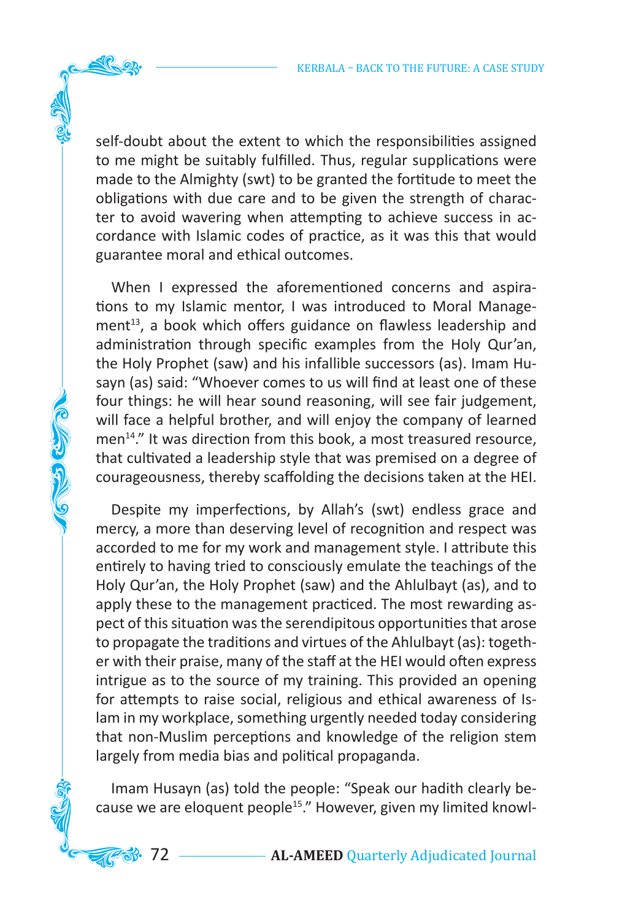self-doubt about the extent to which the responsibilities assigned to me might be suitably fulfilled. Thus, regular supplications were made to the Almighty (swt) to be granted the fortitude to meet the obligations with due care and to be given the strength of character to avoid wavering when attempting to achieve success in accordance with Islamic codes of practice, as it was this that would guarantee moral and ethical outcomes.

When I expressed the aforementioned concerns and aspirations to my Islamic mentor, I was introduced to Moral Management[13], a book which offers guidance on flawless leadership and administration through specific examples from the Holy Qur'an, the Holy Prophet (saw) and his infallible successors (as). Imam Husayn (as) said: "Whoever comes to us will find at least one of these four things: he will hear sound reasoning, will see fair judgement, will face a helpful brother, and will enjoy the company of learned men[14]." It was direction from this book, a most treasured resource, that cultivated a leadership style that was premised on a degree of courageousness, thereby scaffolding the decisions taken at the HEI.

Despite my imperfections, by Allah's (swt) endless grace and mercy, a more than deserving level of recognition and respect was accorded to me for my work and management style. I attribute this entirely to having tried to consciously emulate the teachings of the Holy Qur'an, the Holy Prophet (saw) and the Ahlulbayt (as), and to apply these to the management practiced. The most rewarding aspect of this situation was the serendipitous opportunities that arose to propagate the traditions and virtues of the Ahlulbayt (as): together with their praise, many of the staff at the HEI would often express intrigue as to the source of my training. This provided an opening for attempts to raise social, religious and ethical awareness of Islam in my workplace, something urgently needed today considering that non-Muslim perceptions and knowledge of the religion stem largely from media bias and political propaganda.

Imam Husayn (as) told the people: "Speak our hadith clearly because we are eloquent people[15]." However, given my limited knowl-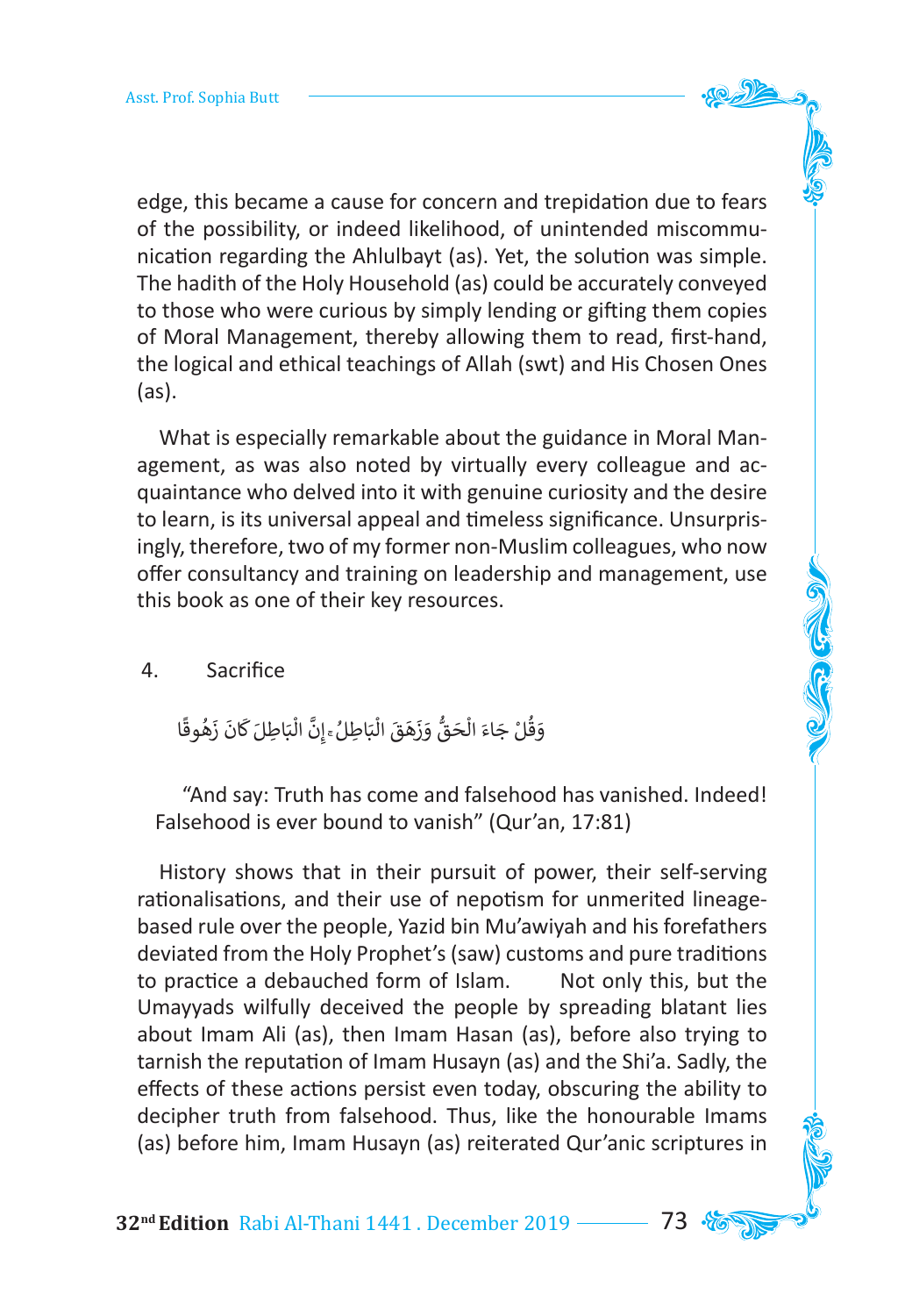edge, this became a cause for concern and trepidation due to fears of the possibility, or indeed likelihood, of unintended miscommunication regarding the Ahlulbayt (as). Yet, the solution was simple. The hadith of the Holy Household (as) could be accurately conveyed to those who were curious by simply lending or gifting them copies of Moral Management, thereby allowing them to read, first-hand, the logical and ethical teachings of Allah (swt) and His Chosen Ones (as).

What is especially remarkable about the guidance in Moral Management, as was also noted by virtually every colleague and acquaintance who delved into it with genuine curiosity and the desire to learn, is its universal appeal and timeless significance. Unsurprisingly, therefore, two of my former non-Muslim colleagues, who now offer consultancy and training on leadership and management, use this book as one of their key resources.

4. Sacrifice

وَقُلْ جَاءَ الْحَقُّ وَزَهَقَ الْبَاطِلُ ۚ إِنَّ الْبَاطِلَ كَانَ زَهُوقًا

"And say: Truth has come and falsehood has vanished. Indeed! Falsehood is ever bound to vanish" (Qur'an, 17:81)

History shows that in their pursuit of power, their self-serving rationalisations, and their use of nepotism for unmerited lineage-based rule over the people, Yazid bin Mu'awiyah and his forefathers deviated from the Holy Prophet's (saw) customs and pure traditions to practice a debauched form of Islam. Not only this, but the Umayyads wilfully deceived the people by spreading blatant lies about Imam Ali (as), then Imam Hasan (as), before also trying to tarnish the reputation of Imam Husayn (as) and the Shi'a. Sadly, the effects of these actions persist even today, obscuring the ability to decipher truth from falsehood. Thus, like the honourable Imams (as) before him, Imam Husayn (as) reiterated Qur'anic scriptures in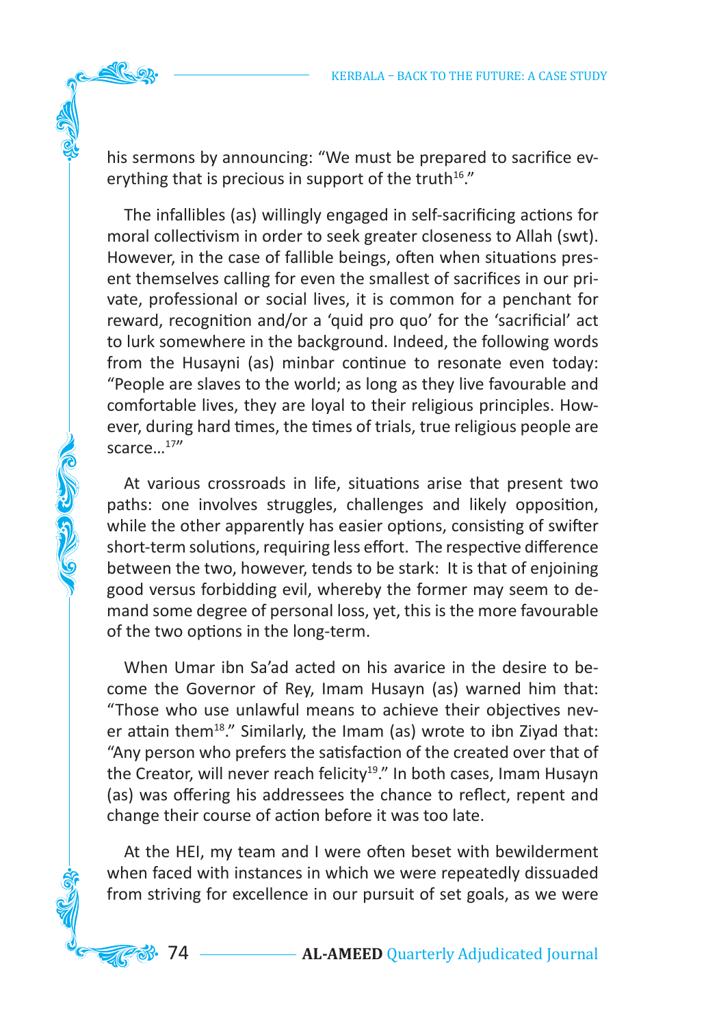his sermons by announcing: "We must be prepared to sacrifice everything that is precious in support of the truth[16]."

The infallibles (as) willingly engaged in self-sacrificing actions for moral collectivism in order to seek greater closeness to Allah (swt). However, in the case of fallible beings, often when situations present themselves calling for even the smallest of sacrifices in our private, professional or social lives, it is common for a penchant for reward, recognition and/or a 'quid pro quo' for the 'sacrificial' act to lurk somewhere in the background. Indeed, the following words from the Husayni (as) minbar continue to resonate even today: "People are slaves to the world; as long as they live favourable and comfortable lives, they are loyal to their religious principles. However, during hard times, the times of trials, true religious people are scarce...[17]"

At various crossroads in life, situations arise that present two paths: one involves struggles, challenges and likely opposition, while the other apparently has easier options, consisting of swifter short-term solutions, requiring less effort. The respective difference between the two, however, tends to be stark: It is that of enjoining good versus forbidding evil, whereby the former may seem to demand some degree of personal loss, yet, this is the more favourable of the two options in the long-term.

When Umar ibn Sa'ad acted on his avarice in the desire to become the Governor of Rey, Imam Husayn (as) warned him that: "Those who use unlawful means to achieve their objectives never attain them[18]." Similarly, the Imam (as) wrote to ibn Ziyad that: "Any person who prefers the satisfaction of the created over that of the Creator, will never reach felicity[19]." In both cases, Imam Husayn (as) was offering his addressees the chance to reflect, repent and change their course of action before it was too late.

At the HEI, my team and I were often beset with bewilderment when faced with instances in which we were repeatedly dissuaded from striving for excellence in our pursuit of set goals, as we were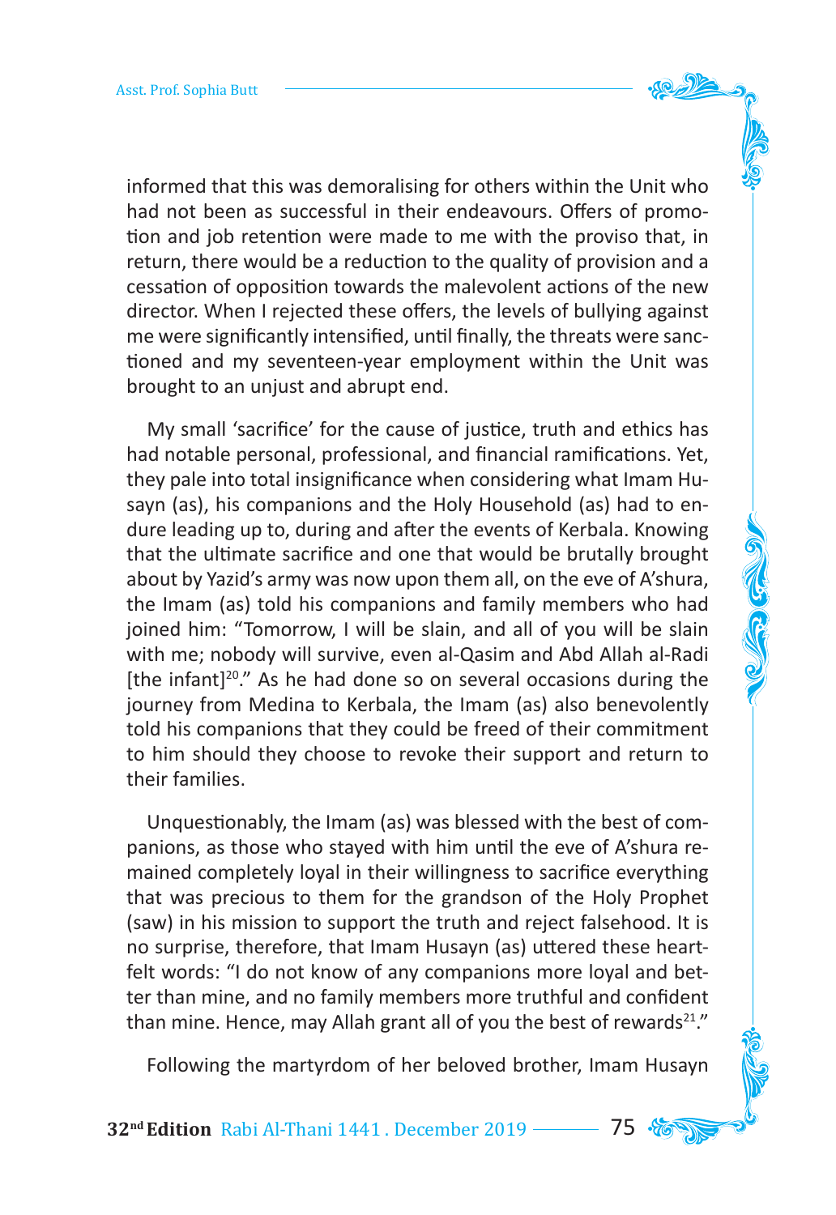informed that this was demoralising for others within the Unit who had not been as successful in their endeavours. Offers of promotion and job retention were made to me with the proviso that, in return, there would be a reduction to the quality of provision and a cessation of opposition towards the malevolent actions of the new director. When I rejected these offers, the levels of bullying against me were significantly intensified, until finally, the threats were sanctioned and my seventeen-year employment within the Unit was brought to an unjust and abrupt end.

My small 'sacrifice' for the cause of justice, truth and ethics has had notable personal, professional, and financial ramifications. Yet, they pale into total insignificance when considering what Imam Husayn (as), his companions and the Holy Household (as) had to endure leading up to, during and after the events of Kerbala. Knowing that the ultimate sacrifice and one that would be brutally brought about by Yazid's army was now upon them all, on the eve of A'shura, the Imam (as) told his companions and family members who had joined him: "Tomorrow, I will be slain, and all of you will be slain with me; nobody will survive, even al-Qasim and Abd Allah al-Radi [the infant][20]." As he had done so on several occasions during the journey from Medina to Kerbala, the Imam (as) also benevolently told his companions that they could be freed of their commitment to him should they choose to revoke their support and return to their families.

Unquestionably, the Imam (as) was blessed with the best of companions, as those who stayed with him until the eve of A'shura remained completely loyal in their willingness to sacrifice everything that was precious to them for the grandson of the Holy Prophet (saw) in his mission to support the truth and reject falsehood. It is no surprise, therefore, that Imam Husayn (as) uttered these heartfelt words: "I do not know of any companions more loyal and better than mine, and no family members more truthful and confident than mine. Hence, may Allah grant all of you the best of rewards[21]."

Following the martyrdom of her beloved brother, Imam Husayn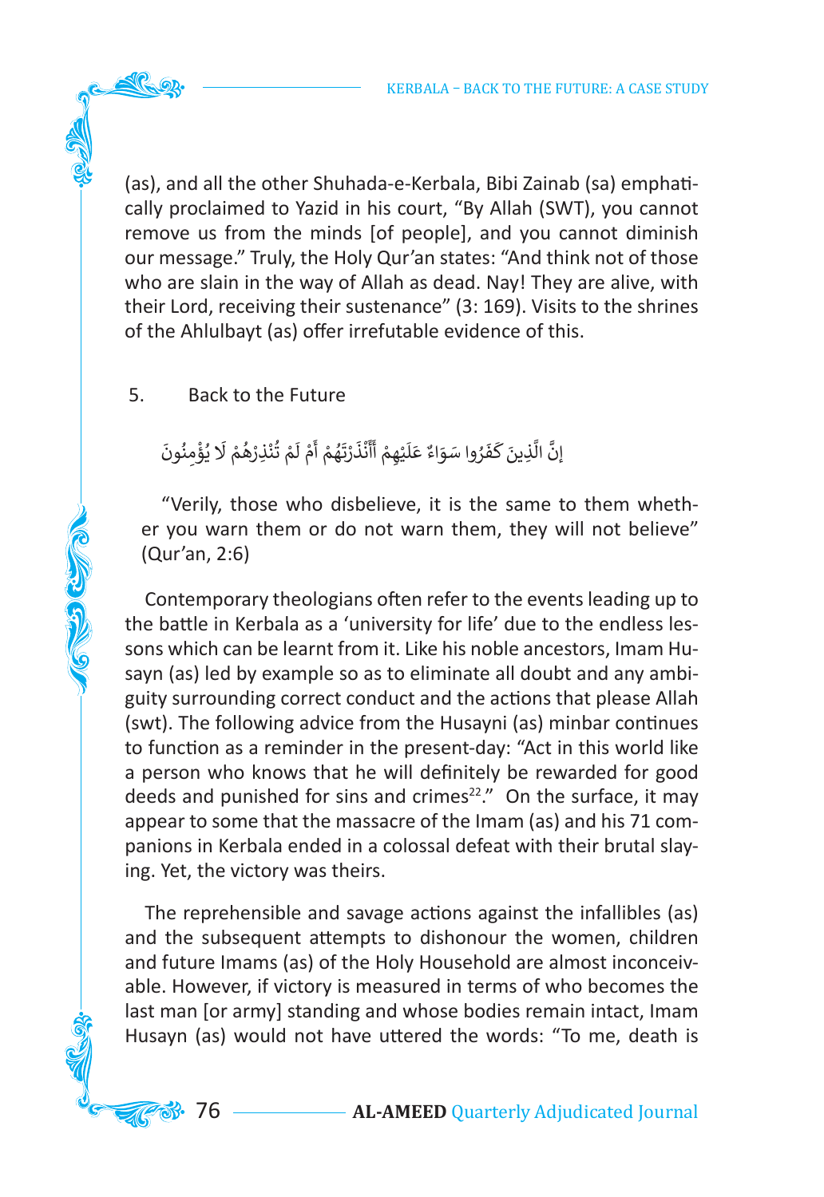(as), and all the other Shuhada-e-Kerbala, Bibi Zainab (sa) emphatically proclaimed to Yazid in his court, “By Allah (SWT), you cannot remove us from the minds [of people], and you cannot diminish our message.” Truly, the Holy Qur’an states: “And think not of those who are slain in the way of Allah as dead. Nay! They are alive, with their Lord, receiving their sustenance” (3: 169). Visits to the shrines of the Ahlulbayt (as) offer irrefutable evidence of this.

## 5. Back to the Future

إِنَّ الَّذِينَ كَفَرُوا سَوَاءٌ عَلَيْهِمْ أَأَنْذَرْتَهُمْ أَمْ لَمْ تُنْذِرْهُمْ لَا يُؤْمِنُونَ

“Verily, those who disbelieve, it is the same to them whether you warn them or do not warn them, they will not believe” (Qur’an, 2:6)

Contemporary theologians often refer to the events leading up to the battle in Kerbala as a ‘university for life’ due to the endless lessons which can be learnt from it. Like his noble ancestors, Imam Husayn (as) led by example so as to eliminate all doubt and any ambiguity surrounding correct conduct and the actions that please Allah (swt). The following advice from the Husayni (as) minbar continues to function as a reminder in the present-day: “Act in this world like a person who knows that he will definitely be rewarded for good deeds and punished for sins and crimes[22].” On the surface, it may appear to some that the massacre of the Imam (as) and his 71 companions in Kerbala ended in a colossal defeat with their brutal slaying. Yet, the victory was theirs.

The reprehensible and savage actions against the infallibles (as) and the subsequent attempts to dishonour the women, children and future Imams (as) of the Holy Household are almost inconceivable. However, if victory is measured in terms of who becomes the last man [or army] standing and whose bodies remain intact, Imam Husayn (as) would not have uttered the words: “To me, death is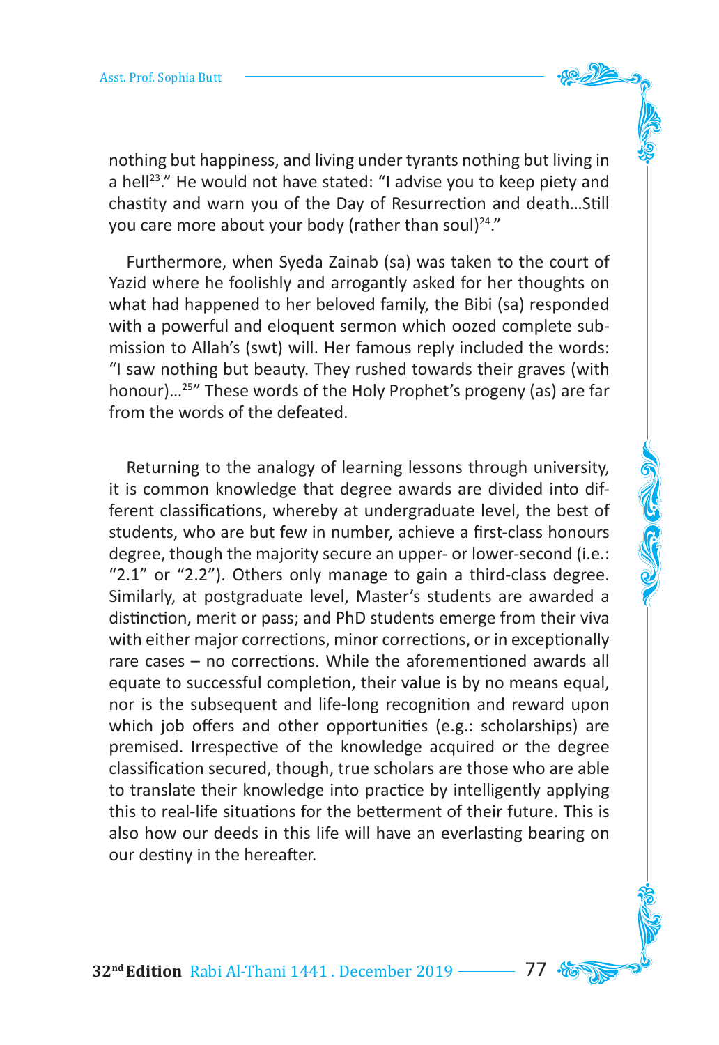nothing but happiness, and living under tyrants nothing but living in a hell[23]." He would not have stated: "I advise you to keep piety and chastity and warn you of the Day of Resurrection and death…Still you care more about your body (rather than soul)[24]."

Furthermore, when Syeda Zainab (sa) was taken to the court of Yazid where he foolishly and arrogantly asked for her thoughts on what had happened to her beloved family, the Bibi (sa) responded with a powerful and eloquent sermon which oozed complete submission to Allah's (swt) will. Her famous reply included the words: "I saw nothing but beauty. They rushed towards their graves (with honour)…[25]" These words of the Holy Prophet's progeny (as) are far from the words of the defeated.

Returning to the analogy of learning lessons through university, it is common knowledge that degree awards are divided into different classifications, whereby at undergraduate level, the best of students, who are but few in number, achieve a first-class honours degree, though the majority secure an upper- or lower-second (i.e.: "2.1" or "2.2"). Others only manage to gain a third-class degree. Similarly, at postgraduate level, Master's students are awarded a distinction, merit or pass; and PhD students emerge from their viva with either major corrections, minor corrections, or in exceptionally rare cases – no corrections. While the aforementioned awards all equate to successful completion, their value is by no means equal, nor is the subsequent and life-long recognition and reward upon which job offers and other opportunities (e.g.: scholarships) are premised. Irrespective of the knowledge acquired or the degree classification secured, though, true scholars are those who are able to translate their knowledge into practice by intelligently applying this to real-life situations for the betterment of their future. This is also how our deeds in this life will have an everlasting bearing on our destiny in the hereafter.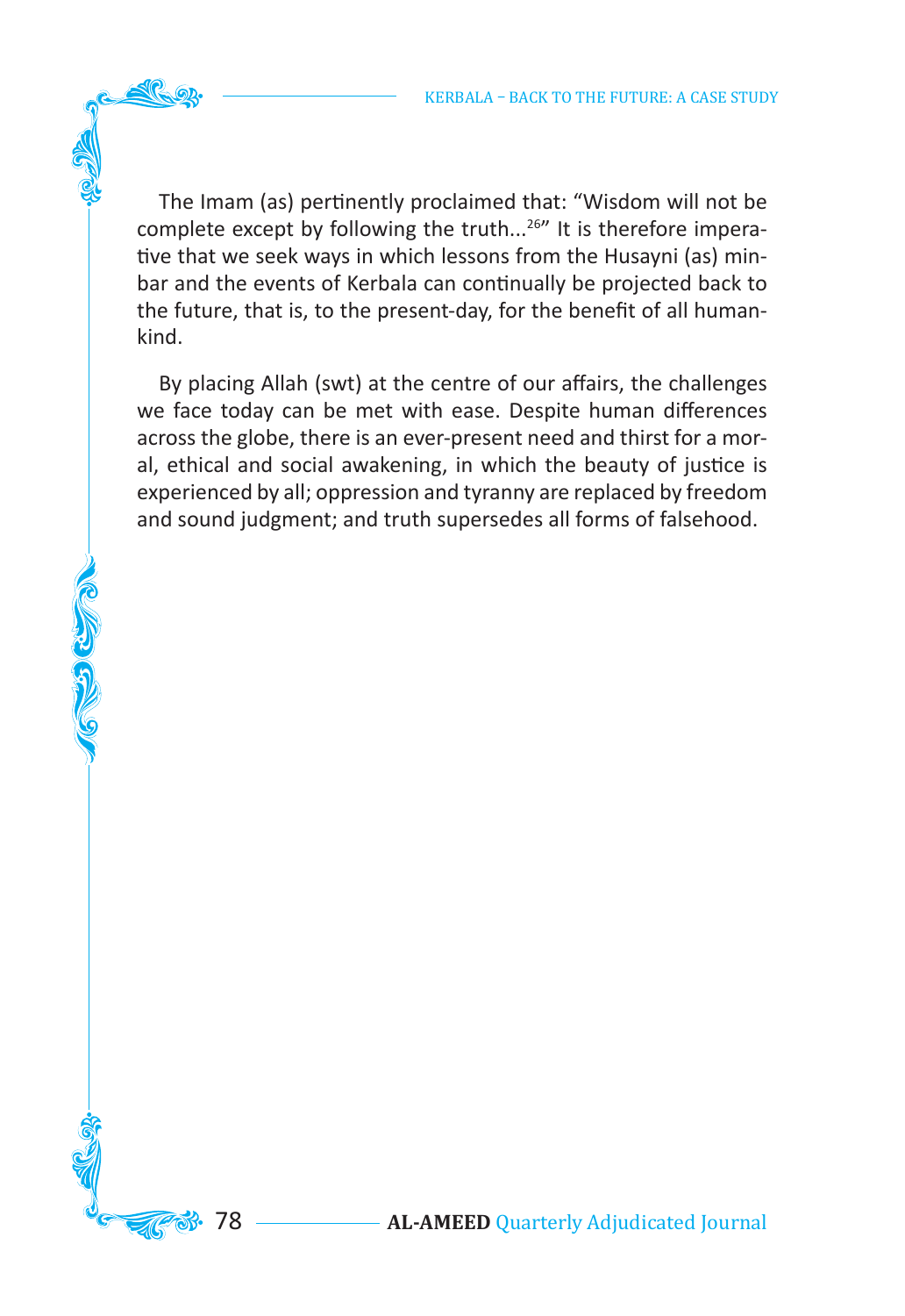The Imam (as) pertinently proclaimed that: "Wisdom will not be complete except by following the truth...[26]" It is therefore imperative that we seek ways in which lessons from the Husayni (as) minbar and the events of Kerbala can continually be projected back to the future, that is, to the present-day, for the benefit of all humankind.

By placing Allah (swt) at the centre of our affairs, the challenges we face today can be met with ease. Despite human differences across the globe, there is an ever-present need and thirst for a moral, ethical and social awakening, in which the beauty of justice is experienced by all; oppression and tyranny are replaced by freedom and sound judgment; and truth supersedes all forms of falsehood.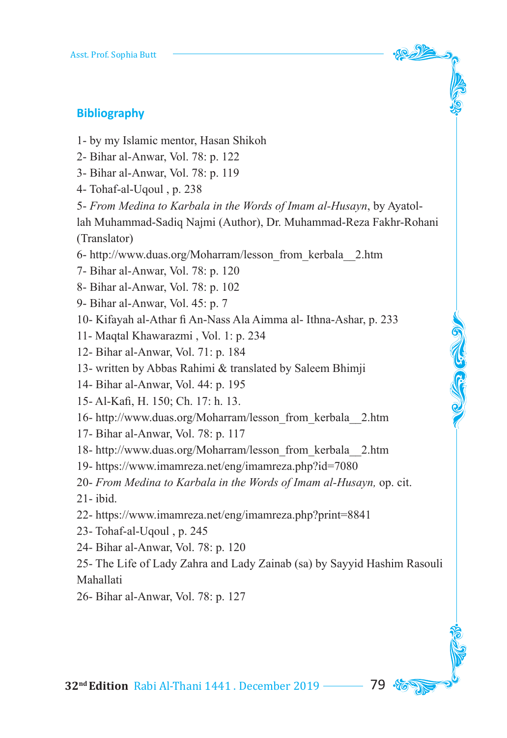## Bibliography

1- by my Islamic mentor, Hasan Shikoh
2- Bihar al-Anwar, Vol. 78: p. 122
3- Bihar al-Anwar, Vol. 78: p. 119
4- Tohaf-al-Uqoul , p. 238
5- *From Medina to Karbala in the Words of Imam al-Husayn*, by Ayatollah Muhammad-Sadiq Najmi (Author), Dr. Muhammad-Reza Fakhr-Rohani (Translator)
6- http://www.duas.org/Moharram/lesson_from_kerbala__2.htm
7- Bihar al-Anwar, Vol. 78: p. 120
8- Bihar al-Anwar, Vol. 78: p. 102
9- Bihar al-Anwar, Vol. 45: p. 7
10- Kifayah al-Athar fi An-Nass Ala Aimma al- Ithna-Ashar, p. 233
11- Maqtal Khawarazmi , Vol. 1: p. 234
12- Bihar al-Anwar, Vol. 71: p. 184
13- written by Abbas Rahimi & translated by Saleem Bhimji
14- Bihar al-Anwar, Vol. 44: p. 195
15- Al-Kafi, H. 150; Ch. 17: h. 13.
16- http://www.duas.org/Moharram/lesson_from_kerbala__2.htm
17- Bihar al-Anwar, Vol. 78: p. 117
18- http://www.duas.org/Moharram/lesson_from_kerbala__2.htm
19- https://www.imamreza.net/eng/imamreza.php?id=7080
20- *From Medina to Karbala in the Words of Imam al-Husayn,* op. cit.
21- ibid.
22- https://www.imamreza.net/eng/imamreza.php?print=8841
23- Tohaf-al-Uqoul , p. 245
24- Bihar al-Anwar, Vol. 78: p. 120
25- The Life of Lady Zahra and Lady Zainab (sa) by Sayyid Hashim Rasouli Mahallati
26- Bihar al-Anwar, Vol. 78: p. 127